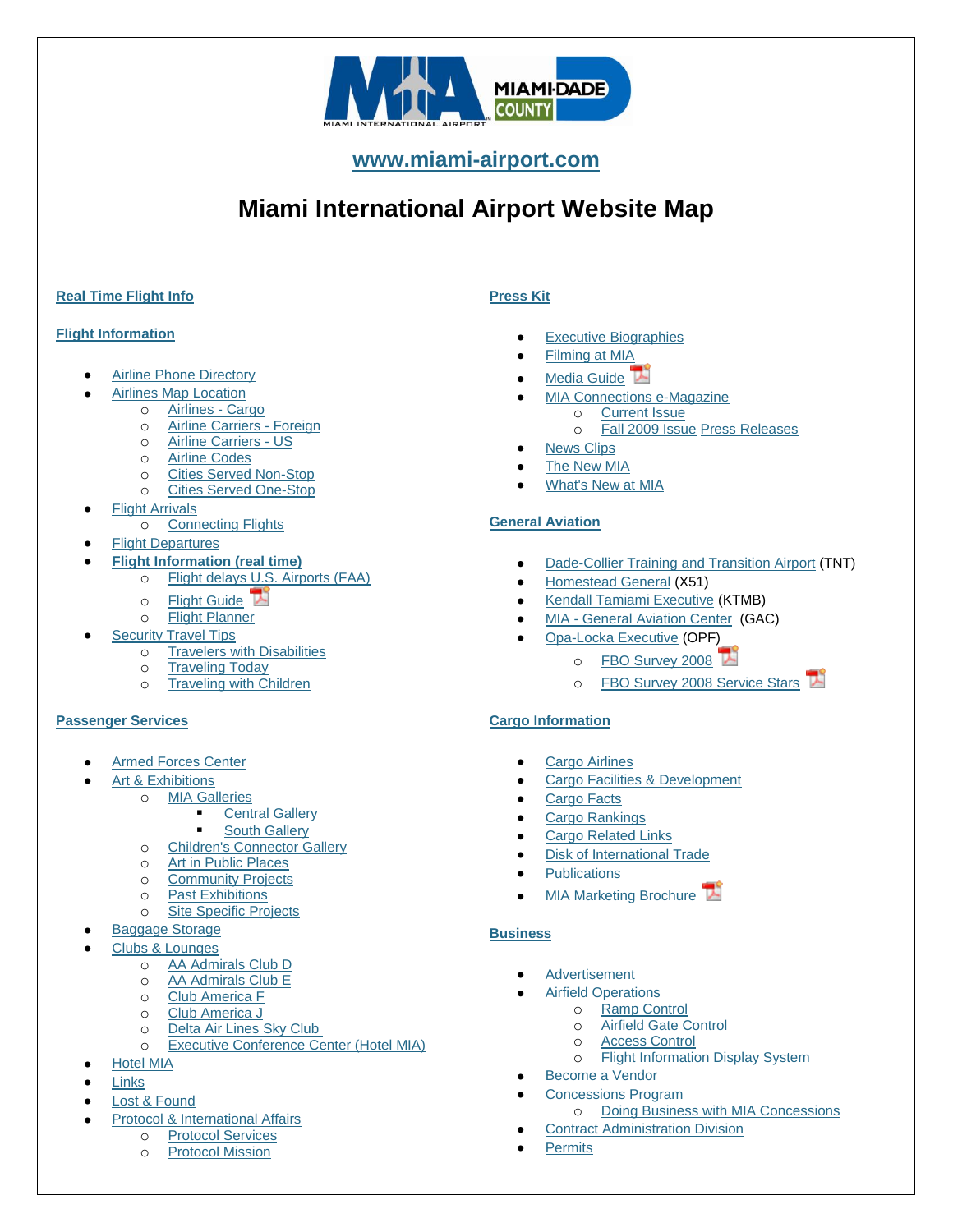**www.miami-airport.com**

# Miami International Airport Website Map

**Real Time Flight Info**

**Flight Information**

- Airline Phone Directory
- Airlines Map Location
  - Airlines - Cargo
  - Airline Carriers - Foreign
  - Airline Carriers - US
  - Airline Codes
  - Cities Served Non-Stop
  - Cities Served One-Stop
- Flight Arrivals
  - Connecting Flights
- Flight Departures
- **Flight Information (real time)**
  - Flight delays U.S. Airports (FAA)
  - Flight Guide
  - Flight Planner
- Security Travel Tips
  - Travelers with Disabilities
  - Traveling Today
  - Traveling with Children

**Passenger Services**

- Armed Forces Center
- Art & Exhibitions
  - MIA Galleries
    - Central Gallery
    - South Gallery
  - Children's Connector Gallery
  - Art in Public Places
  - Community Projects
  - Past Exhibitions
  - Site Specific Projects
- Baggage Storage
- Clubs & Lounges
  - AA Admirals Club D
  - AA Admirals Club E
  - Club America F
  - Club America J
  - Delta Air Lines Sky Club
  - Executive Conference Center (Hotel MIA)
- Hotel MIA
- Links
- Lost & Found
- Protocol & International Affairs
  - Protocol Services
  - Protocol Mission

**Press Kit**

- Executive Biographies
- Filming at MIA
- Media Guide
- MIA Connections e-Magazine
  - Current Issue
  - Fall 2009 Issue Press Releases
- News Clips
- The New MIA
- What's New at MIA

**General Aviation**

- Dade-Collier Training and Transition Airport (TNT)
- Homestead General (X51)
- Kendall Tamiami Executive (KTMB)
- MIA - General Aviation Center (GAC)
- Opa-Locka Executive (OPF)
  - FBO Survey 2008
  - FBO Survey 2008 Service Stars

**Cargo Information**

- Cargo Airlines
- Cargo Facilities & Development
- Cargo Facts
- Cargo Rankings
- Cargo Related Links
- Disk of International Trade
- Publications
- MIA Marketing Brochure

**Business**

- Advertisement
- Airfield Operations
  - Ramp Control
  - Airfield Gate Control
  - Access Control
  - Flight Information Display System
- Become a Vendor
- Concessions Program
  - Doing Business with MIA Concessions
- Contract Administration Division
- Permits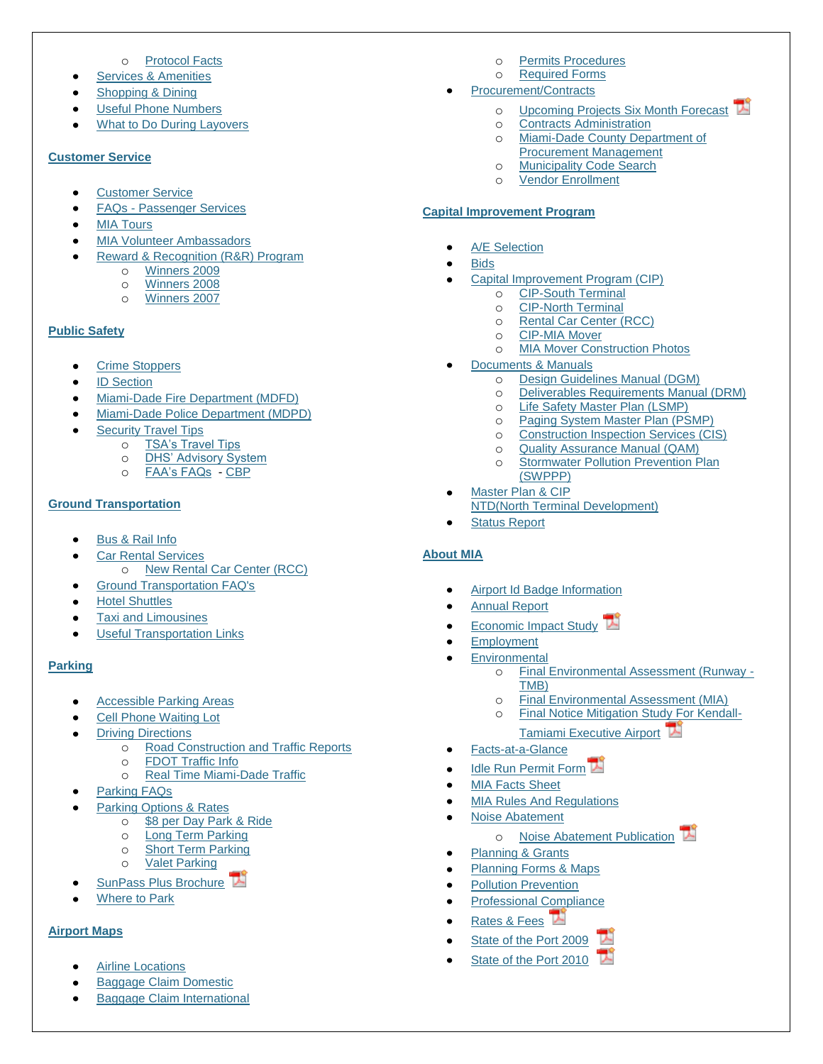- Protocol Facts

- Services & Amenities
- Shopping & Dining
- Useful Phone Numbers
- What to Do During Layovers

**Customer Service**

- Customer Service
- FAQs - Passenger Services
- MIA Tours
- MIA Volunteer Ambassadors
- Reward & Recognition (R&R) Program
  - Winners 2009
  - Winners 2008
  - Winners 2007

**Public Safety**

- Crime Stoppers
- ID Section
- Miami-Dade Fire Department (MDFD)
- Miami-Dade Police Department (MDPD)
- Security Travel Tips
  - TSA's Travel Tips
  - DHS' Advisory System
  - FAA's FAQs - CBP

**Ground Transportation**

- Bus & Rail Info
- Car Rental Services
  - New Rental Car Center (RCC)
- Ground Transportation FAQ's
- Hotel Shuttles
- Taxi and Limousines
- Useful Transportation Links

**Parking**

- Accessible Parking Areas
- Cell Phone Waiting Lot
- Driving Directions
  - Road Construction and Traffic Reports
  - FDOT Traffic Info
  - Real Time Miami-Dade Traffic
- Parking FAQs
- Parking Options & Rates
  - $8 per Day Park & Ride
  - Long Term Parking
  - Short Term Parking
  - Valet Parking
- SunPass Plus Brochure
- Where to Park

**Airport Maps**

- Airline Locations
- Baggage Claim Domestic
- Baggage Claim International

  - Permits Procedures
  - Required Forms
- Procurement/Contracts
  - Upcoming Projects Six Month Forecast
  - Contracts Administration
  - Miami-Dade County Department of Procurement Management
  - Municipality Code Search
  - Vendor Enrollment

**Capital Improvement Program**

- A/E Selection
- Bids
- Capital Improvement Program (CIP)
  - CIP-South Terminal
  - CIP-North Terminal
  - Rental Car Center (RCC)
  - CIP-MIA Mover
  - MIA Mover Construction Photos
- Documents & Manuals
  - Design Guidelines Manual (DGM)
  - Deliverables Requirements Manual (DRM)
  - Life Safety Master Plan (LSMP)
  - Paging System Master Plan (PSMP)
  - Construction Inspection Services (CIS)
  - Quality Assurance Manual (QAM)
  - Stormwater Pollution Prevention Plan (SWPPP)
- Master Plan & CIP NTD(North Terminal Development)
- Status Report

**About MIA**

- Airport Id Badge Information
- Annual Report
- Economic Impact Study
- Employment
- Environmental
  - Final Environmental Assessment (Runway - TMB)
  - Final Environmental Assessment (MIA)
  - Final Notice Mitigation Study For Kendall-Tamiami Executive Airport
- Facts-at-a-Glance
- Idle Run Permit Form
- MIA Facts Sheet
- MIA Rules And Regulations
- Noise Abatement
  - Noise Abatement Publication
- Planning & Grants
- Planning Forms & Maps
- Pollution Prevention
- Professional Compliance
- Rates & Fees
- State of the Port 2009
- State of the Port 2010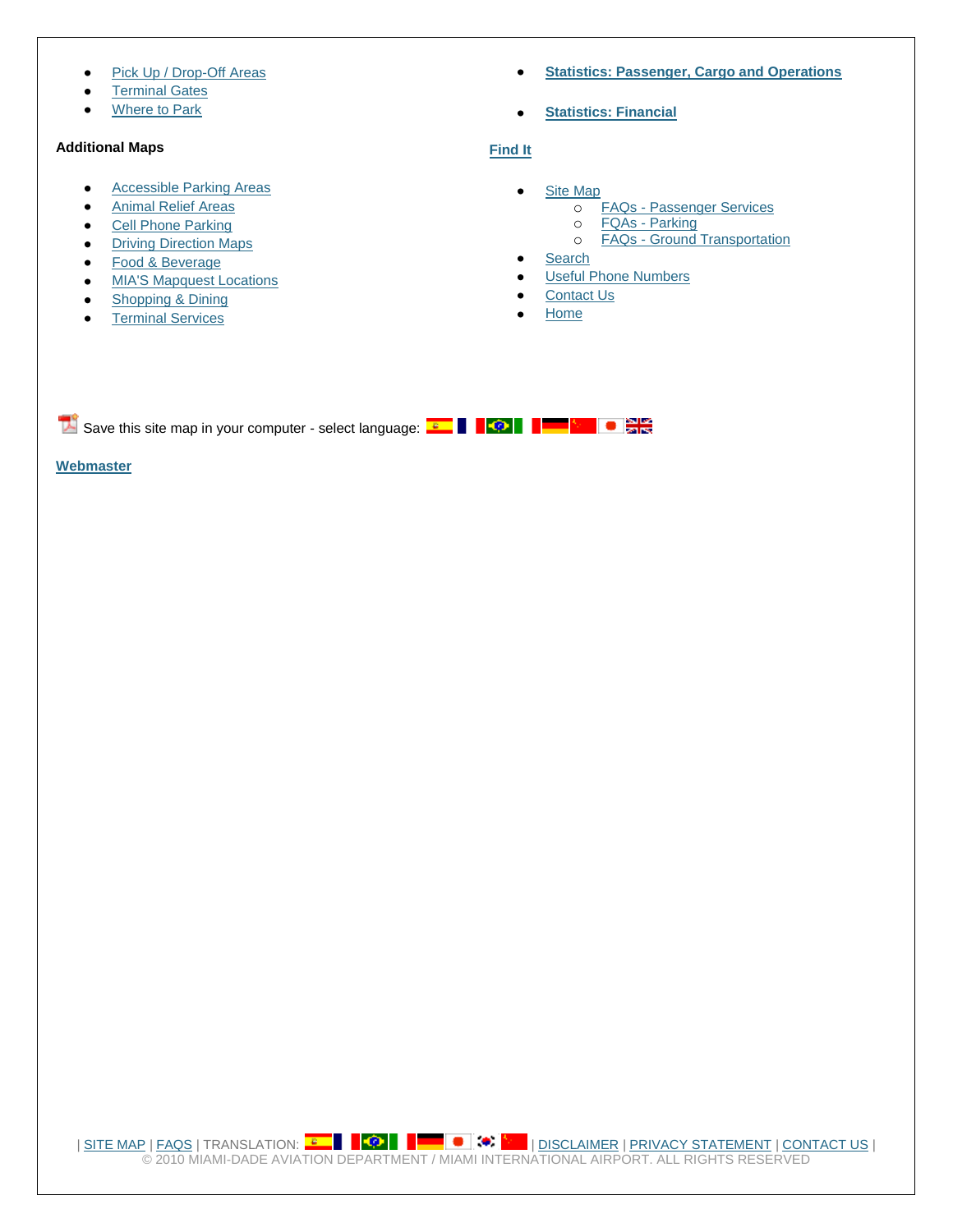- Pick Up / Drop-Off Areas
- Terminal Gates
- Where to Park

**Additional Maps**

- Accessible Parking Areas
- Animal Relief Areas
- Cell Phone Parking
- Driving Direction Maps
- Food & Beverage
- MIA'S Mapquest Locations
- Shopping & Dining
- Terminal Services

- **Statistics: Passenger, Cargo and Operations**
- **Statistics: Financial**

**Find It**

- Site Map
  - FAQs - Passenger Services
  - FQAs - Parking
  - FAQs - Ground Transportation
- Search
- Useful Phone Numbers
- Contact Us
- Home

Save this site map in your computer - select language:

**Webmaster**

| SITE MAP | FAQS | TRANSLATION: | DISCLAIMER | PRIVACY STATEMENT | CONTACT US |

© 2010 MIAMI-DADE AVIATION DEPARTMENT / MIAMI INTERNATIONAL AIRPORT. ALL RIGHTS RESERVED